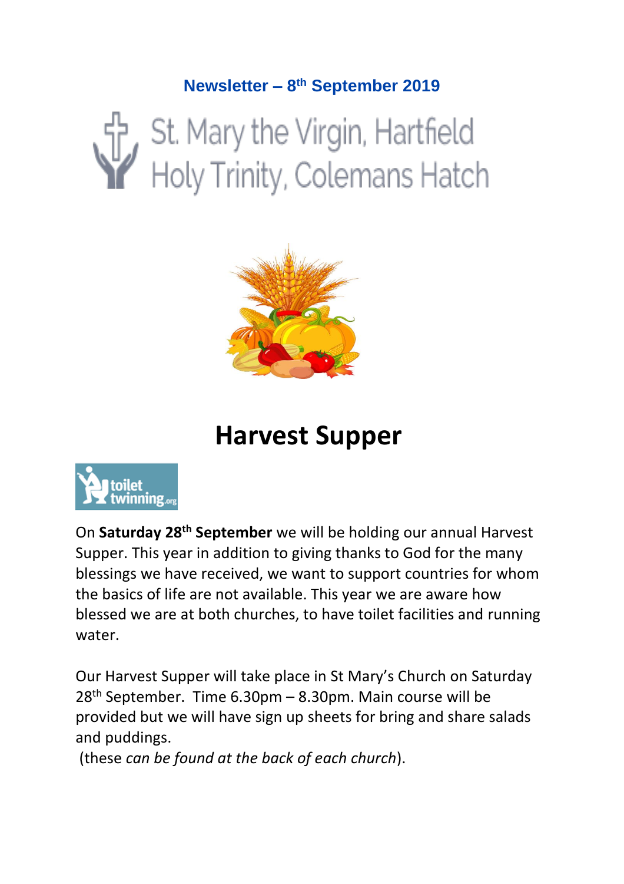**Newsletter – 8th September 2019**

St. Mary the Virgin, Hartfield
Holy Trinity, Colemans Hatch

# Harvest Supper

toilet twinning.org

On **Saturday 28th September** we will be holding our annual Harvest Supper. This year in addition to giving thanks to God for the many blessings we have received, we want to support countries for whom the basics of life are not available. This year we are aware how blessed we are at both churches, to have toilet facilities and running water.

Our Harvest Supper will take place in St Mary's Church on Saturday 28th September. Time 6.30pm – 8.30pm. Main course will be provided but we will have sign up sheets for bring and share salads and puddings.
(these *can be found at the back of each church*).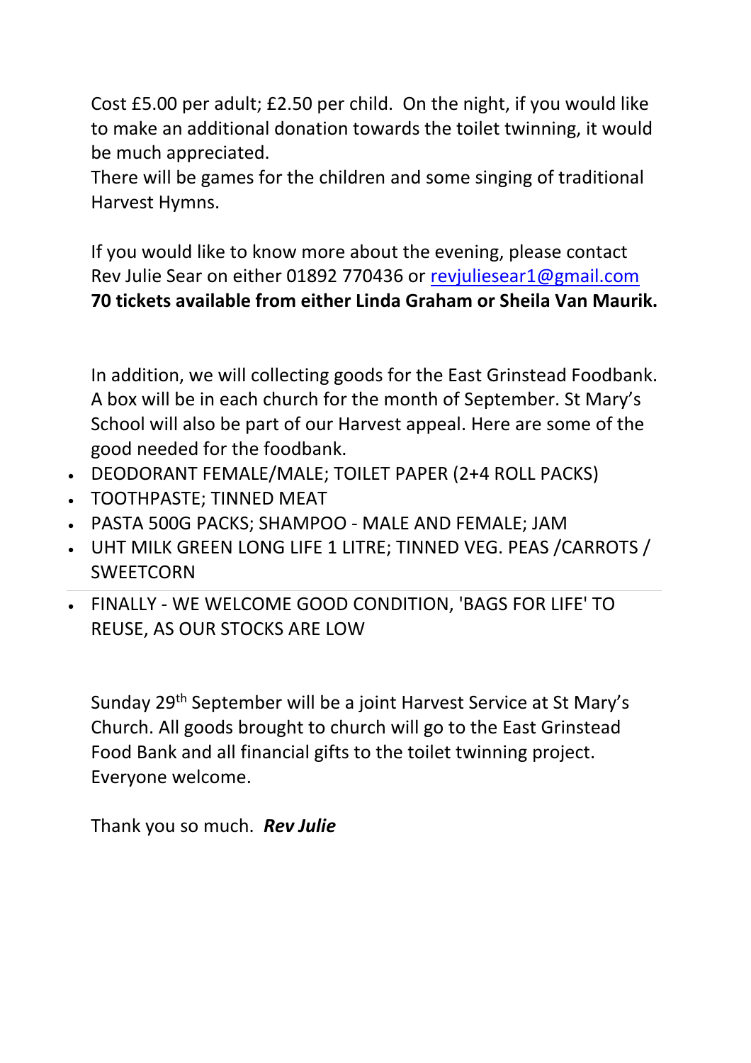Cost £5.00 per adult; £2.50 per child. On the night, if you would like to make an additional donation towards the toilet twinning, it would be much appreciated.
There will be games for the children and some singing of traditional Harvest Hymns.

If you would like to know more about the evening, please contact Rev Julie Sear on either 01892 770436 or revjuliesear1@gmail.com
**70 tickets available from either Linda Graham or Sheila Van Maurik.**

In addition, we will collecting goods for the East Grinstead Foodbank. A box will be in each church for the month of September. St Mary's School will also be part of our Harvest appeal. Here are some of the good needed for the foodbank.

- DEODORANT FEMALE/MALE; TOILET PAPER (2+4 ROLL PACKS)
- TOOTHPASTE; TINNED MEAT
- PASTA 500G PACKS; SHAMPOO - MALE AND FEMALE; JAM
- UHT MILK GREEN LONG LIFE 1 LITRE; TINNED VEG. PEAS /CARROTS / SWEETCORN
- FINALLY - WE WELCOME GOOD CONDITION, 'BAGS FOR LIFE' TO REUSE, AS OUR STOCKS ARE LOW

Sunday 29th September will be a joint Harvest Service at St Mary's Church. All goods brought to church will go to the East Grinstead Food Bank and all financial gifts to the toilet twinning project. Everyone welcome.

Thank you so much. ***Rev Julie***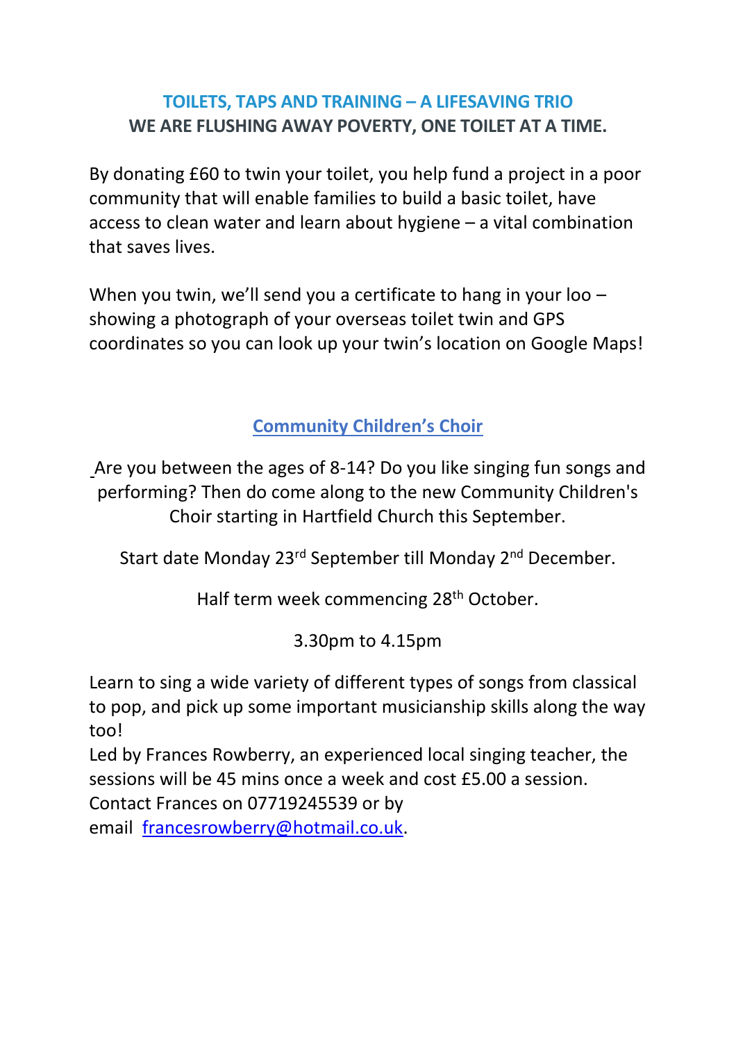## TOILETS, TAPS AND TRAINING – A LIFESAVING TRIO
**WE ARE FLUSHING AWAY POVERTY, ONE TOILET AT A TIME.**

By donating £60 to twin your toilet, you help fund a project in a poor community that will enable families to build a basic toilet, have access to clean water and learn about hygiene – a vital combination that saves lives.

When you twin, we'll send you a certificate to hang in your loo – showing a photograph of your overseas toilet twin and GPS coordinates so you can look up your twin's location on Google Maps!

## Community Children's Choir

Are you between the ages of 8-14? Do you like singing fun songs and performing? Then do come along to the new Community Children's Choir starting in Hartfield Church this September.

Start date Monday 23rd September till Monday 2nd December.

Half term week commencing 28th October.

3.30pm to 4.15pm

Learn to sing a wide variety of different types of songs from classical to pop, and pick up some important musicianship skills along the way too!

Led by Frances Rowberry, an experienced local singing teacher, the sessions will be 45 mins once a week and cost £5.00 a session.

Contact Frances on 07719245539 or by email [francesrowberry@hotmail.co.uk](mailto:francesrowberry@hotmail.co.uk).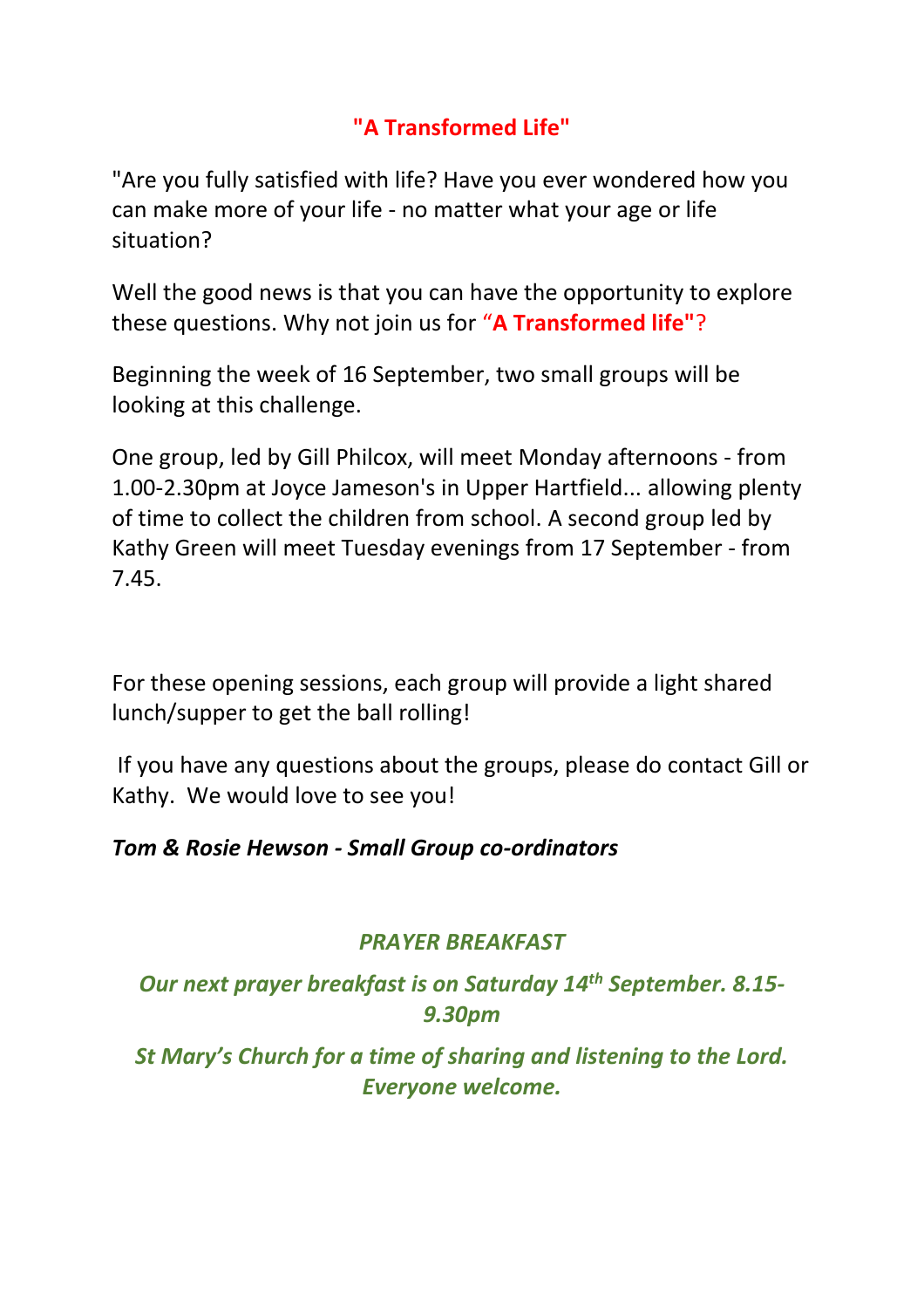## "A Transformed Life"

"Are you fully satisfied with life? Have you ever wondered how you can make more of your life - no matter what your age or life situation?

Well the good news is that you can have the opportunity to explore these questions. Why not join us for "**A Transformed life"**?

Beginning the week of 16 September, two small groups will be looking at this challenge.

One group, led by Gill Philcox, will meet Monday afternoons - from 1.00-2.30pm at Joyce Jameson's in Upper Hartfield... allowing plenty of time to collect the children from school. A second group led by Kathy Green will meet Tuesday evenings from 17 September - from 7.45.

For these opening sessions, each group will provide a light shared lunch/supper to get the ball rolling!

If you have any questions about the groups, please do contact Gill or Kathy. We would love to see you!

***Tom & Rosie Hewson - Small Group co-ordinators***

### *PRAYER BREAKFAST*

***Our next prayer breakfast is on Saturday 14th September. 8.15-9.30pm***

***St Mary's Church for a time of sharing and listening to the Lord. Everyone welcome.***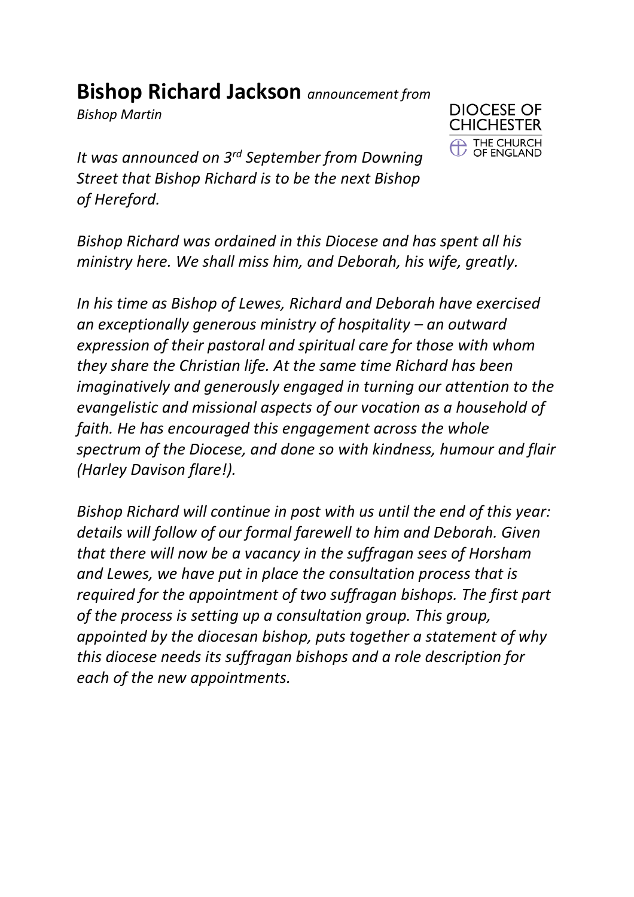# **Bishop Richard Jackson** *announcement from Bishop Martin*

DIOCESE OF CHICHESTER
THE CHURCH OF ENGLAND

*It was announced on 3rd September from Downing Street that Bishop Richard is to be the next Bishop of Hereford.*

*Bishop Richard was ordained in this Diocese and has spent all his ministry here. We shall miss him, and Deborah, his wife, greatly.*

*In his time as Bishop of Lewes, Richard and Deborah have exercised an exceptionally generous ministry of hospitality – an outward expression of their pastoral and spiritual care for those with whom they share the Christian life. At the same time Richard has been imaginatively and generously engaged in turning our attention to the evangelistic and missional aspects of our vocation as a household of faith. He has encouraged this engagement across the whole spectrum of the Diocese, and done so with kindness, humour and flair (Harley Davison flare!).*

*Bishop Richard will continue in post with us until the end of this year: details will follow of our formal farewell to him and Deborah. Given that there will now be a vacancy in the suffragan sees of Horsham and Lewes, we have put in place the consultation process that is required for the appointment of two suffragan bishops. The first part of the process is setting up a consultation group. This group, appointed by the diocesan bishop, puts together a statement of why this diocese needs its suffragan bishops and a role description for each of the new appointments.*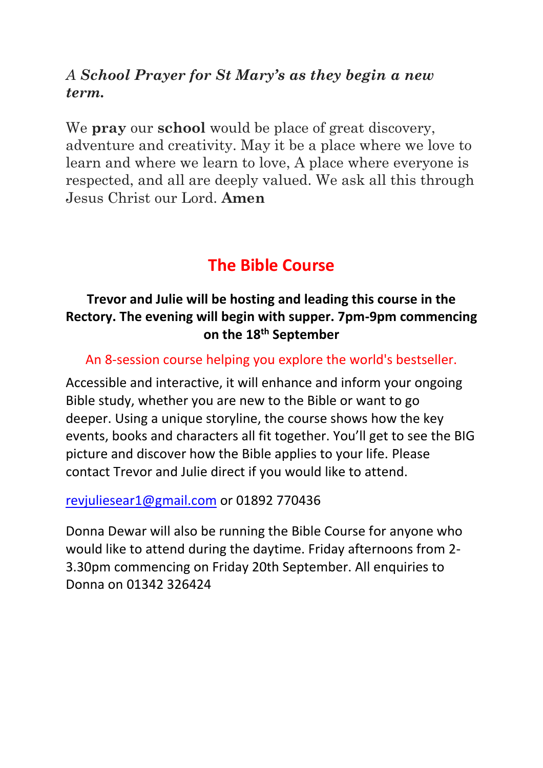*A **School Prayer for St Mary's as they begin a new term.***

We **pray** our **school** would be place of great discovery, adventure and creativity. May it be a place where we love to learn and where we learn to love, A place where everyone is respected, and all are deeply valued. We ask all this through Jesus Christ our Lord. **Amen**

## The Bible Course

**Trevor and Julie will be hosting and leading this course in the Rectory. The evening will begin with supper. 7pm-9pm commencing on the 18th September**

An 8-session course helping you explore the world's bestseller.

Accessible and interactive, it will enhance and inform your ongoing Bible study, whether you are new to the Bible or want to go deeper. Using a unique storyline, the course shows how the key events, books and characters all fit together. You'll get to see the BIG picture and discover how the Bible applies to your life. Please contact Trevor and Julie direct if you would like to attend.

revjuliesear1@gmail.com or 01892 770436

Donna Dewar will also be running the Bible Course for anyone who would like to attend during the daytime. Friday afternoons from 2-3.30pm commencing on Friday 20th September. All enquiries to Donna on 01342 326424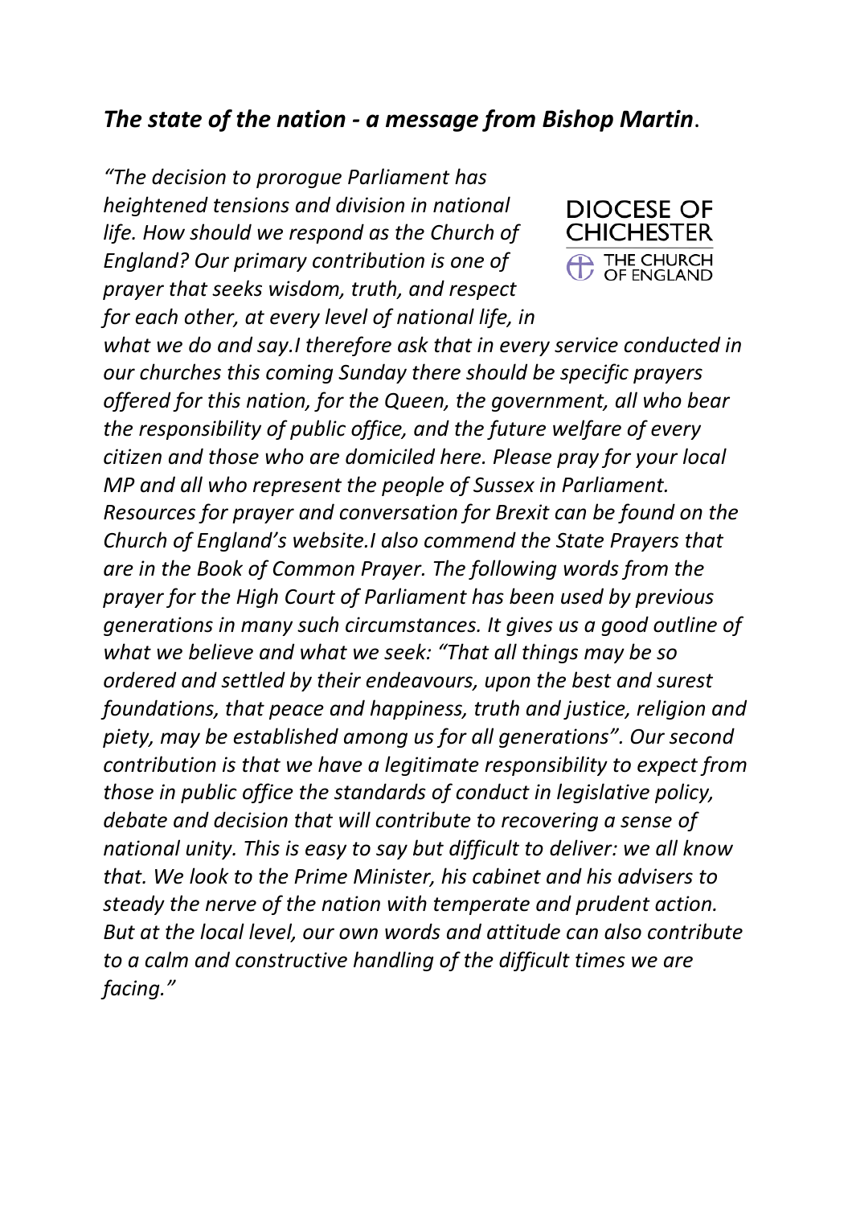## *The state of the nation - a message from Bishop Martin*.

DIOCESE OF CHICHESTER
THE CHURCH OF ENGLAND

*"The decision to prorogue Parliament has heightened tensions and division in national life. How should we respond as the Church of England? Our primary contribution is one of prayer that seeks wisdom, truth, and respect for each other, at every level of national life, in what we do and say.I therefore ask that in every service conducted in our churches this coming Sunday there should be specific prayers offered for this nation, for the Queen, the government, all who bear the responsibility of public office, and the future welfare of every citizen and those who are domiciled here. Please pray for your local MP and all who represent the people of Sussex in Parliament. Resources for prayer and conversation for Brexit can be found on the Church of England's website.I also commend the State Prayers that are in the Book of Common Prayer. The following words from the prayer for the High Court of Parliament has been used by previous generations in many such circumstances. It gives us a good outline of what we believe and what we seek: "That all things may be so ordered and settled by their endeavours, upon the best and surest foundations, that peace and happiness, truth and justice, religion and piety, may be established among us for all generations". Our second contribution is that we have a legitimate responsibility to expect from those in public office the standards of conduct in legislative policy, debate and decision that will contribute to recovering a sense of national unity. This is easy to say but difficult to deliver: we all know that. We look to the Prime Minister, his cabinet and his advisers to steady the nerve of the nation with temperate and prudent action. But at the local level, our own words and attitude can also contribute to a calm and constructive handling of the difficult times we are facing."*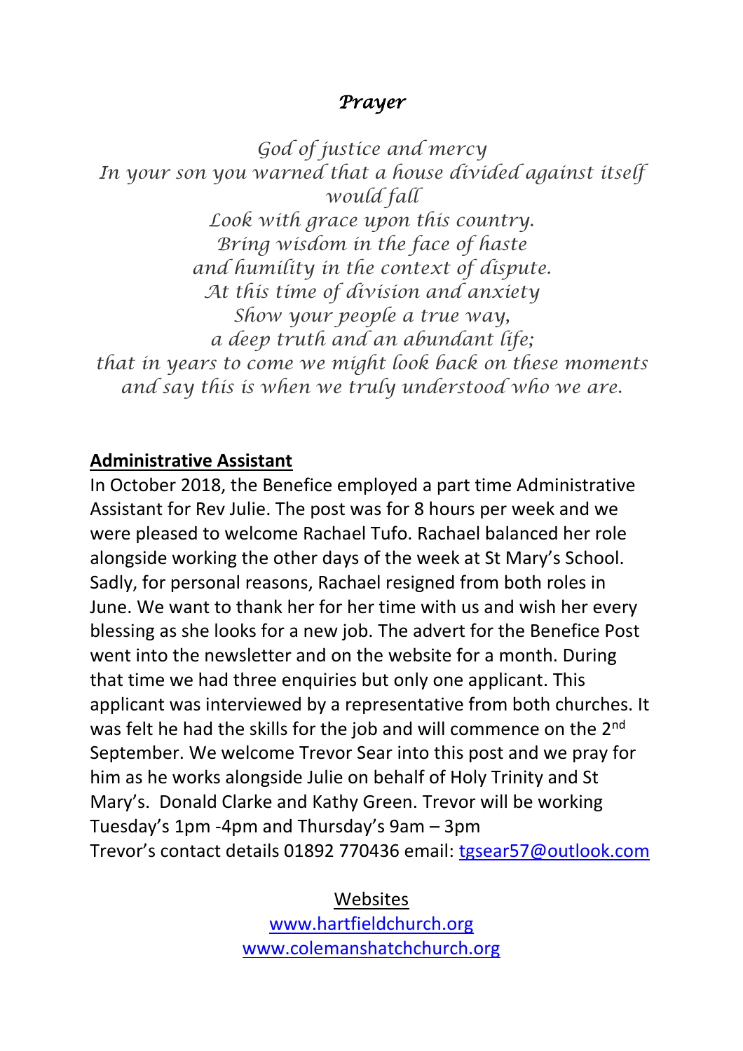*Prayer*

*God of justice and mercy*
*In your son you warned that a house divided against itself would fall*
*Look with grace upon this country.*
*Bring wisdom in the face of haste*
*and humility in the context of dispute.*
*At this time of division and anxiety*
*Show your people a true way,*
*a deep truth and an abundant life;*
*that in years to come we might look back on these moments*
*and say this is when we truly understood who we are.*

**Administrative Assistant**

In October 2018, the Benefice employed a part time Administrative Assistant for Rev Julie. The post was for 8 hours per week and we were pleased to welcome Rachael Tufo. Rachael balanced her role alongside working the other days of the week at St Mary's School. Sadly, for personal reasons, Rachael resigned from both roles in June. We want to thank her for her time with us and wish her every blessing as she looks for a new job. The advert for the Benefice Post went into the newsletter and on the website for a month. During that time we had three enquiries but only one applicant. This applicant was interviewed by a representative from both churches. It was felt he had the skills for the job and will commence on the 2nd September. We welcome Trevor Sear into this post and we pray for him as he works alongside Julie on behalf of Holy Trinity and St Mary's. Donald Clarke and Kathy Green. Trevor will be working Tuesday's 1pm -4pm and Thursday's 9am – 3pm
Trevor's contact details 01892 770436 email: tgsear57@outlook.com

Websites
www.hartfieldchurch.org
www.colemanshatchchurch.org